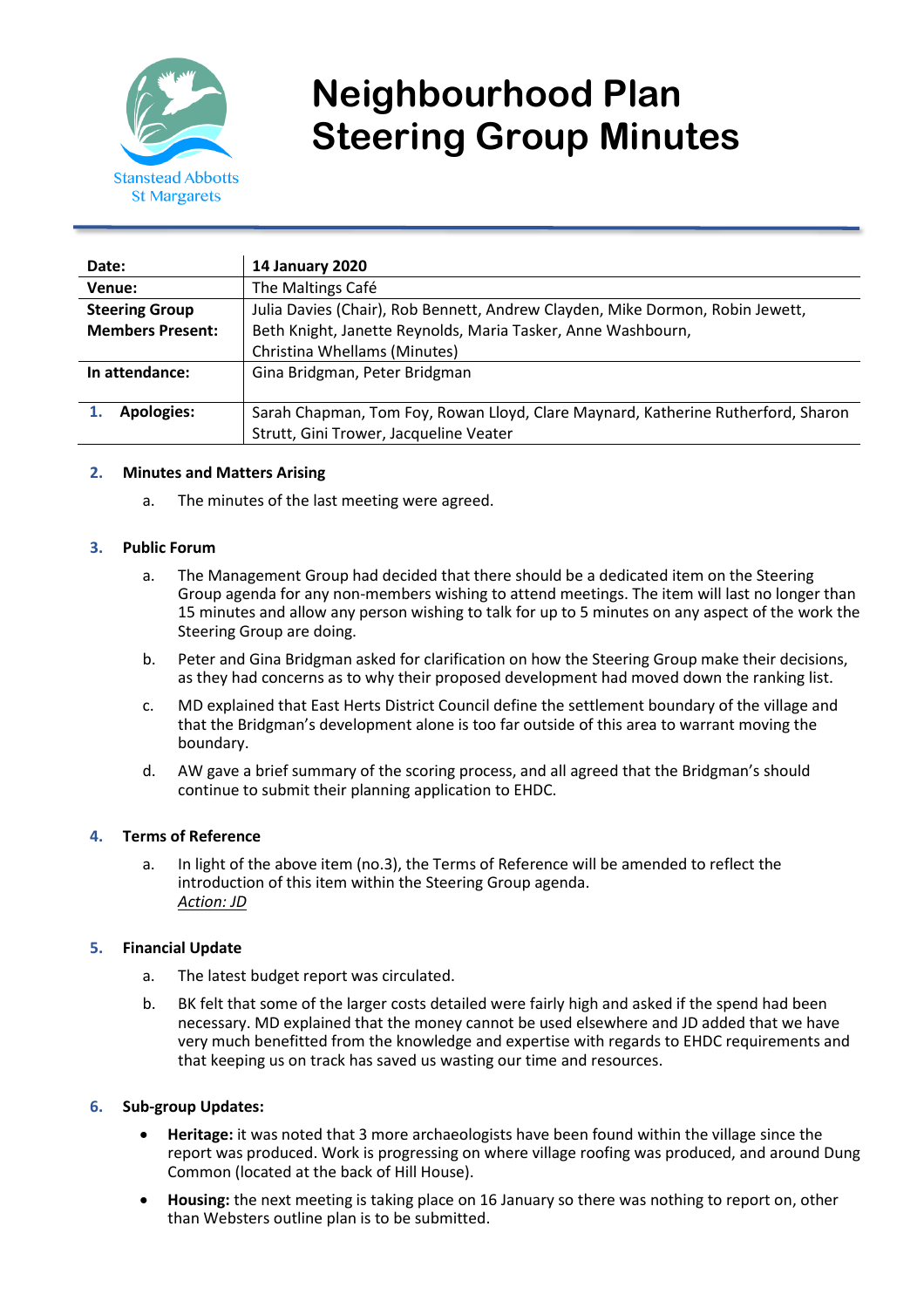Stanstead Abbotts
St Margarets

# Neighbourhood Plan Steering Group Minutes

| **Date:** | **14 January 2020** |
|---|---|
| **Venue:** | The Maltings Café |
| **Steering Group Members Present:** | Julia Davies (Chair), Rob Bennett, Andrew Clayden, Mike Dormon, Robin Jewett, Beth Knight, Janette Reynolds, Maria Tasker, Anne Washbourn, Christina Whellams (Minutes) |
| **In attendance:** | Gina Bridgman, Peter Bridgman |
| **1. Apologies:** | Sarah Chapman, Tom Foy, Rowan Lloyd, Clare Maynard, Katherine Rutherford, Sharon Strutt, Gini Trower, Jacqueline Veater |

### 2. Minutes and Matters Arising

a. The minutes of the last meeting were agreed.

### 3. Public Forum

a. The Management Group had decided that there should be a dedicated item on the Steering Group agenda for any non-members wishing to attend meetings. The item will last no longer than 15 minutes and allow any person wishing to talk for up to 5 minutes on any aspect of the work the Steering Group are doing.

b. Peter and Gina Bridgman asked for clarification on how the Steering Group make their decisions, as they had concerns as to why their proposed development had moved down the ranking list.

c. MD explained that East Herts District Council define the settlement boundary of the village and that the Bridgman's development alone is too far outside of this area to warrant moving the boundary.

d. AW gave a brief summary of the scoring process, and all agreed that the Bridgman's should continue to submit their planning application to EHDC.

### 4. Terms of Reference

a. In light of the above item (no.3), the Terms of Reference will be amended to reflect the introduction of this item within the Steering Group agenda.
*Action: JD*

### 5. Financial Update

a. The latest budget report was circulated.

b. BK felt that some of the larger costs detailed were fairly high and asked if the spend had been necessary. MD explained that the money cannot be used elsewhere and JD added that we have very much benefitted from the knowledge and expertise with regards to EHDC requirements and that keeping us on track has saved us wasting our time and resources.

### 6. Sub-group Updates:

- **Heritage:** it was noted that 3 more archaeologists have been found within the village since the report was produced. Work is progressing on where village roofing was produced, and around Dung Common (located at the back of Hill House).
- **Housing:** the next meeting is taking place on 16 January so there was nothing to report on, other than Websters outline plan is to be submitted.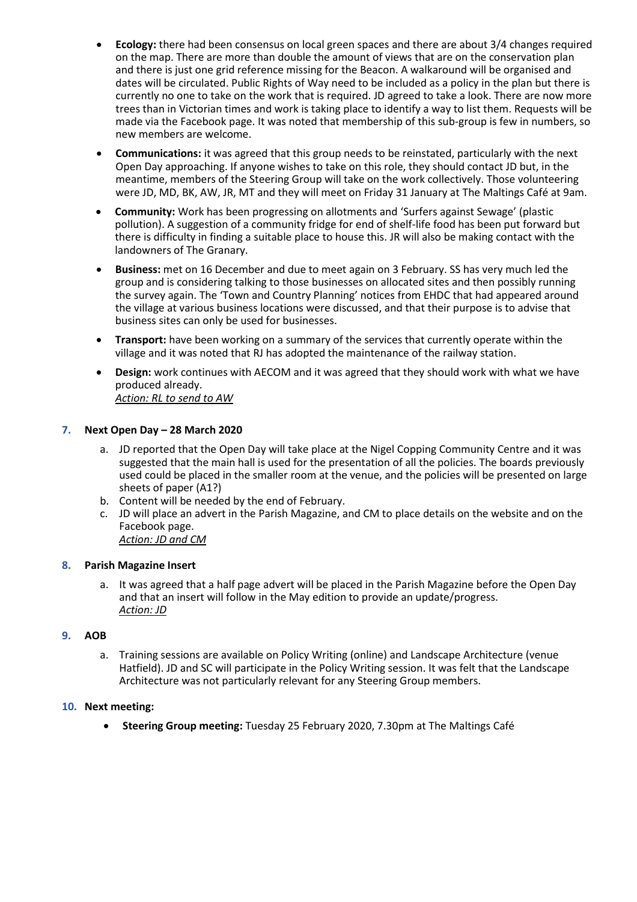- **Ecology:** there had been consensus on local green spaces and there are about 3/4 changes required on the map. There are more than double the amount of views that are on the conservation plan and there is just one grid reference missing for the Beacon. A walkaround will be organised and dates will be circulated. Public Rights of Way need to be included as a policy in the plan but there is currently no one to take on the work that is required. JD agreed to take a look. There are now more trees than in Victorian times and work is taking place to identify a way to list them. Requests will be made via the Facebook page. It was noted that membership of this sub-group is few in numbers, so new members are welcome.
- **Communications:** it was agreed that this group needs to be reinstated, particularly with the next Open Day approaching. If anyone wishes to take on this role, they should contact JD but, in the meantime, members of the Steering Group will take on the work collectively. Those volunteering were JD, MD, BK, AW, JR, MT and they will meet on Friday 31 January at The Maltings Café at 9am.
- **Community:** Work has been progressing on allotments and 'Surfers against Sewage' (plastic pollution). A suggestion of a community fridge for end of shelf-life food has been put forward but there is difficulty in finding a suitable place to house this. JR will also be making contact with the landowners of The Granary.
- **Business:** met on 16 December and due to meet again on 3 February. SS has very much led the group and is considering talking to those businesses on allocated sites and then possibly running the survey again. The 'Town and Country Planning' notices from EHDC that had appeared around the village at various business locations were discussed, and that their purpose is to advise that business sites can only be used for businesses.
- **Transport:** have been working on a summary of the services that currently operate within the village and it was noted that RJ has adopted the maintenance of the railway station.
- **Design:** work continues with AECOM and it was agreed that they should work with what we have produced already.
  <u>*Action: RL to send to AW*</u>

## 7. Next Open Day – 28 March 2020

a. JD reported that the Open Day will take place at the Nigel Copping Community Centre and it was suggested that the main hall is used for the presentation of all the policies. The boards previously used could be placed in the smaller room at the venue, and the policies will be presented on large sheets of paper (A1?)

b. Content will be needed by the end of February.

c. JD will place an advert in the Parish Magazine, and CM to place details on the website and on the Facebook page.
   <u>*Action: JD and CM*</u>

## 8. Parish Magazine Insert

a. It was agreed that a half page advert will be placed in the Parish Magazine before the Open Day and that an insert will follow in the May edition to provide an update/progress.
   <u>*Action: JD*</u>

## 9. AOB

a. Training sessions are available on Policy Writing (online) and Landscape Architecture (venue Hatfield). JD and SC will participate in the Policy Writing session. It was felt that the Landscape Architecture was not particularly relevant for any Steering Group members.

## 10. Next meeting:

- **Steering Group meeting:** Tuesday 25 February 2020, 7.30pm at The Maltings Café